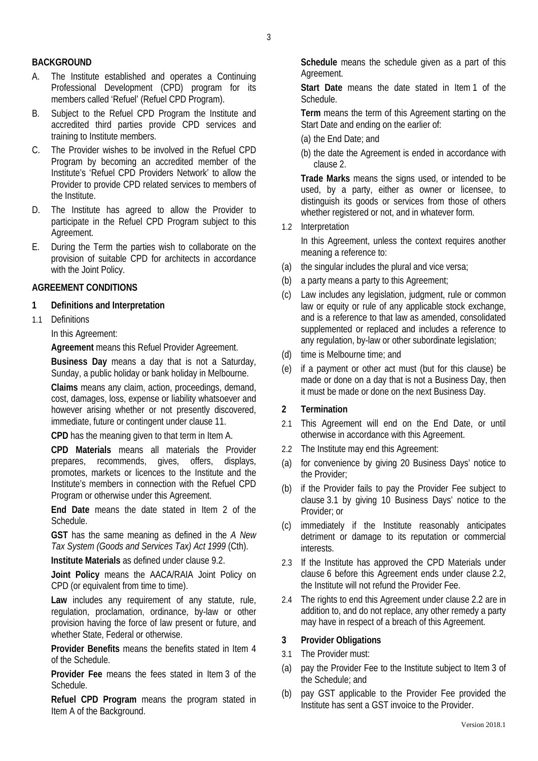## BACKGROUND

A. The Institute established and operates a Continuing Professional Development (CPD) program for its members called 'Refuel' (Refuel CPD Program).

B. Subject to the Refuel CPD Program the Institute and accredited third parties provide CPD services and training to Institute members.

C. The Provider wishes to be involved in the Refuel CPD Program by becoming an accredited member of the Institute's 'Refuel CPD Providers Network' to allow the Provider to provide CPD related services to members of the Institute.

D. The Institute has agreed to allow the Provider to participate in the Refuel CPD Program subject to this Agreement.

E. During the Term the parties wish to collaborate on the provision of suitable CPD for architects in accordance with the Joint Policy.

## AGREEMENT CONDITIONS

### 1 Definitions and Interpretation

1.1 Definitions

In this Agreement:

**Agreement** means this Refuel Provider Agreement.

**Business Day** means a day that is not a Saturday, Sunday, a public holiday or bank holiday in Melbourne.

**Claims** means any claim, action, proceedings, demand, cost, damages, loss, expense or liability whatsoever and however arising whether or not presently discovered, immediate, future or contingent under clause 11.

**CPD** has the meaning given to that term in Item A.

**CPD Materials** means all materials the Provider prepares, recommends, gives, offers, displays, promotes, markets or licences to the Institute and the Institute's members in connection with the Refuel CPD Program or otherwise under this Agreement.

**End Date** means the date stated in Item 2 of the Schedule.

**GST** has the same meaning as defined in the *A New Tax System (Goods and Services Tax) Act 1999* (Cth).

**Institute Materials** as defined under clause 9.2.

**Joint Policy** means the AACA/RAIA Joint Policy on CPD (or equivalent from time to time).

**Law** includes any requirement of any statute, rule, regulation, proclamation, ordinance, by-law or other provision having the force of law present or future, and whether State, Federal or otherwise.

**Provider Benefits** means the benefits stated in Item 4 of the Schedule.

**Provider Fee** means the fees stated in Item 3 of the Schedule.

**Refuel CPD Program** means the program stated in Item A of the Background.

**Schedule** means the schedule given as a part of this Agreement.

**Start Date** means the date stated in Item 1 of the Schedule.

**Term** means the term of this Agreement starting on the Start Date and ending on the earlier of:

(a) the End Date; and

(b) the date the Agreement is ended in accordance with clause 2.

**Trade Marks** means the signs used, or intended to be used, by a party, either as owner or licensee, to distinguish its goods or services from those of others whether registered or not, and in whatever form.

1.2 Interpretation

In this Agreement, unless the context requires another meaning a reference to:

(a) the singular includes the plural and vice versa;

(b) a party means a party to this Agreement;

(c) Law includes any legislation, judgment, rule or common law or equity or rule of any applicable stock exchange, and is a reference to that law as amended, consolidated supplemented or replaced and includes a reference to any regulation, by-law or other subordinate legislation;

(d) time is Melbourne time; and

(e) if a payment or other act must (but for this clause) be made or done on a day that is not a Business Day, then it must be made or done on the next Business Day.

### 2 Termination

2.1 This Agreement will end on the End Date, or until otherwise in accordance with this Agreement.

2.2 The Institute may end this Agreement:

(a) for convenience by giving 20 Business Days' notice to the Provider;

(b) if the Provider fails to pay the Provider Fee subject to clause 3.1 by giving 10 Business Days' notice to the Provider; or

(c) immediately if the Institute reasonably anticipates detriment or damage to its reputation or commercial interests.

2.3 If the Institute has approved the CPD Materials under clause 6 before this Agreement ends under clause 2.2, the Institute will not refund the Provider Fee.

2.4 The rights to end this Agreement under clause 2.2 are in addition to, and do not replace, any other remedy a party may have in respect of a breach of this Agreement.

### 3 Provider Obligations

3.1 The Provider must:

(a) pay the Provider Fee to the Institute subject to Item 3 of the Schedule; and

(b) pay GST applicable to the Provider Fee provided the Institute has sent a GST invoice to the Provider.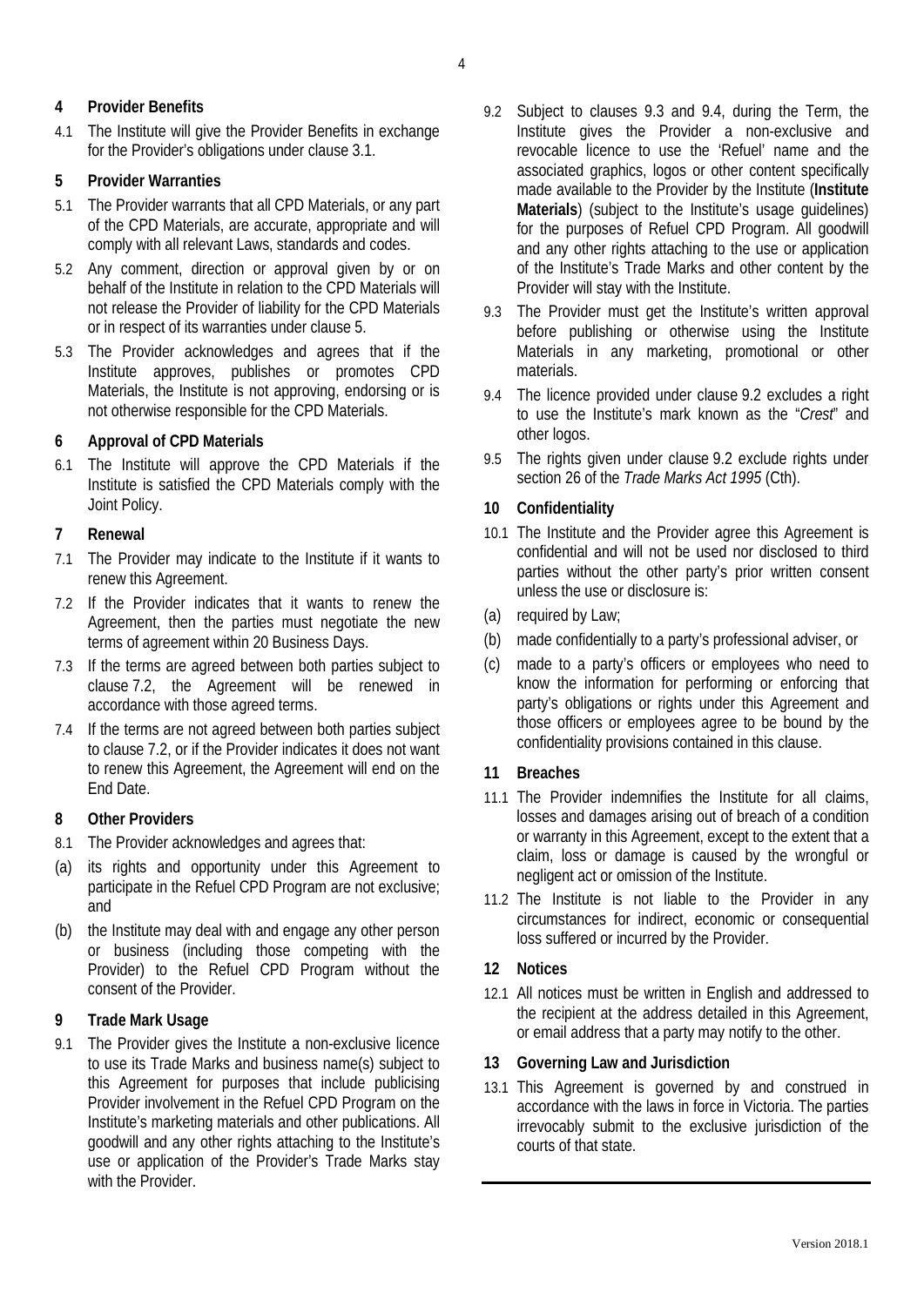## 4 Provider Benefits

4.1 The Institute will give the Provider Benefits in exchange for the Provider's obligations under clause 3.1.

## 5 Provider Warranties

5.1 The Provider warrants that all CPD Materials, or any part of the CPD Materials, are accurate, appropriate and will comply with all relevant Laws, standards and codes.

5.2 Any comment, direction or approval given by or on behalf of the Institute in relation to the CPD Materials will not release the Provider of liability for the CPD Materials or in respect of its warranties under clause 5.

5.3 The Provider acknowledges and agrees that if the Institute approves, publishes or promotes CPD Materials, the Institute is not approving, endorsing or is not otherwise responsible for the CPD Materials.

## 6 Approval of CPD Materials

6.1 The Institute will approve the CPD Materials if the Institute is satisfied the CPD Materials comply with the Joint Policy.

## 7 Renewal

7.1 The Provider may indicate to the Institute if it wants to renew this Agreement.

7.2 If the Provider indicates that it wants to renew the Agreement, then the parties must negotiate the new terms of agreement within 20 Business Days.

7.3 If the terms are agreed between both parties subject to clause 7.2, the Agreement will be renewed in accordance with those agreed terms.

7.4 If the terms are not agreed between both parties subject to clause 7.2, or if the Provider indicates it does not want to renew this Agreement, the Agreement will end on the End Date.

## 8 Other Providers

8.1 The Provider acknowledges and agrees that:

(a) its rights and opportunity under this Agreement to participate in the Refuel CPD Program are not exclusive; and

(b) the Institute may deal with and engage any other person or business (including those competing with the Provider) to the Refuel CPD Program without the consent of the Provider.

## 9 Trade Mark Usage

9.1 The Provider gives the Institute a non-exclusive licence to use its Trade Marks and business name(s) subject to this Agreement for purposes that include publicising Provider involvement in the Refuel CPD Program on the Institute's marketing materials and other publications. All goodwill and any other rights attaching to the Institute's use or application of the Provider's Trade Marks stay with the Provider.

9.2 Subject to clauses 9.3 and 9.4, during the Term, the Institute gives the Provider a non-exclusive and revocable licence to use the 'Refuel' name and the associated graphics, logos or other content specifically made available to the Provider by the Institute (**Institute Materials**) (subject to the Institute's usage guidelines) for the purposes of Refuel CPD Program. All goodwill and any other rights attaching to the use or application of the Institute's Trade Marks and other content by the Provider will stay with the Institute.

9.3 The Provider must get the Institute's written approval before publishing or otherwise using the Institute Materials in any marketing, promotional or other materials.

9.4 The licence provided under clause 9.2 excludes a right to use the Institute's mark known as the "*Crest*" and other logos.

9.5 The rights given under clause 9.2 exclude rights under section 26 of the *Trade Marks Act 1995* (Cth).

## 10 Confidentiality

10.1 The Institute and the Provider agree this Agreement is confidential and will not be used nor disclosed to third parties without the other party's prior written consent unless the use or disclosure is:

(a) required by Law;

(b) made confidentially to a party's professional adviser, or

(c) made to a party's officers or employees who need to know the information for performing or enforcing that party's obligations or rights under this Agreement and those officers or employees agree to be bound by the confidentiality provisions contained in this clause.

## 11 Breaches

11.1 The Provider indemnifies the Institute for all claims, losses and damages arising out of breach of a condition or warranty in this Agreement, except to the extent that a claim, loss or damage is caused by the wrongful or negligent act or omission of the Institute.

11.2 The Institute is not liable to the Provider in any circumstances for indirect, economic or consequential loss suffered or incurred by the Provider.

## 12 Notices

12.1 All notices must be written in English and addressed to the recipient at the address detailed in this Agreement, or email address that a party may notify to the other.

## 13 Governing Law and Jurisdiction

13.1 This Agreement is governed by and construed in accordance with the laws in force in Victoria. The parties irrevocably submit to the exclusive jurisdiction of the courts of that state.